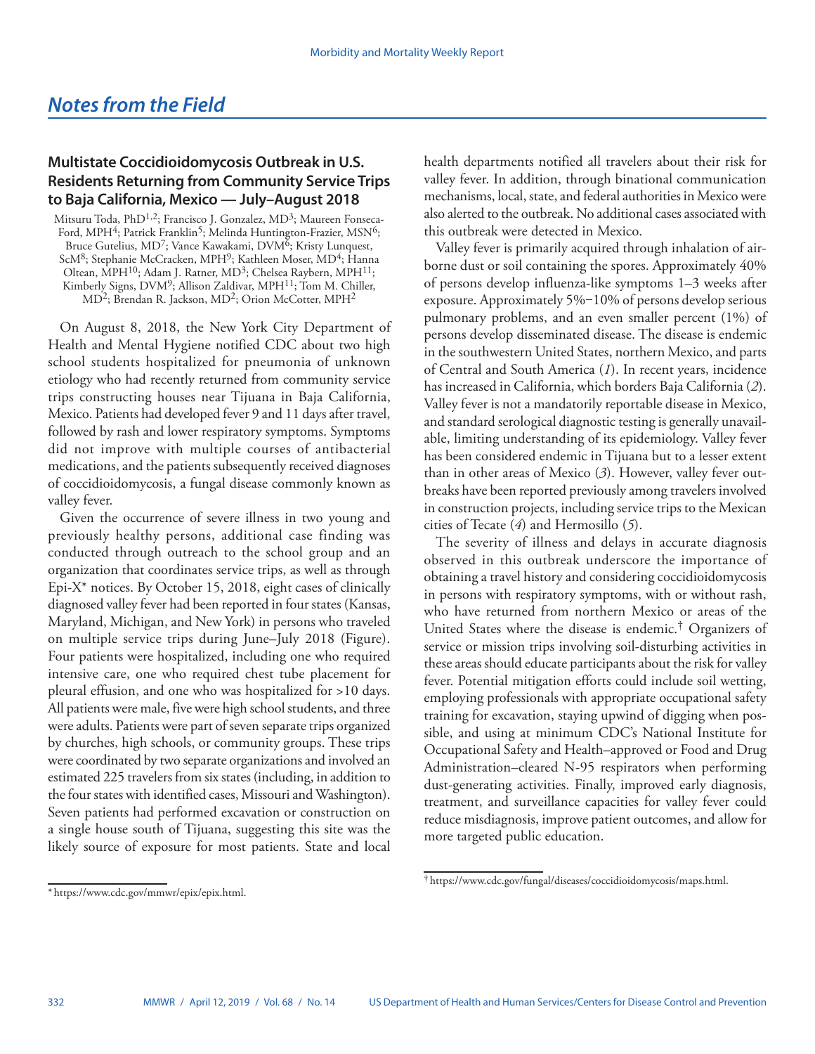## Notes from the Field

### Multistate Coccidioidomycosis Outbreak in U.S. Residents Returning from Community Service Trips to Baja California, Mexico — July–August 2018

Mitsuru Toda, PhD[1,2]; Francisco J. Gonzalez, MD[3]; Maureen Fonseca-Ford, MPH[4]; Patrick Franklin[5]; Melinda Huntington-Frazier, MSN[6]; Bruce Gutelius, MD[7]; Vance Kawakami, DVM[6]; Kristy Lunquest, ScM[8]; Stephanie McCracken, MPH[9]; Kathleen Moser, MD[4]; Hanna Oltean, MPH[10]; Adam J. Ratner, MD[3]; Chelsea Raybern, MPH[11]; Kimberly Signs, DVM[9]; Allison Zaldivar, MPH[11]; Tom M. Chiller, MD[2]; Brendan R. Jackson, MD[2]; Orion McCotter, MPH[2]

On August 8, 2018, the New York City Department of Health and Mental Hygiene notified CDC about two high school students hospitalized for pneumonia of unknown etiology who had recently returned from community service trips constructing houses near Tijuana in Baja California, Mexico. Patients had developed fever 9 and 11 days after travel, followed by rash and lower respiratory symptoms. Symptoms did not improve with multiple courses of antibacterial medications, and the patients subsequently received diagnoses of coccidioidomycosis, a fungal disease commonly known as valley fever.

Given the occurrence of severe illness in two young and previously healthy persons, additional case finding was conducted through outreach to the school group and an organization that coordinates service trips, as well as through Epi-X* notices. By October 15, 2018, eight cases of clinically diagnosed valley fever had been reported in four states (Kansas, Maryland, Michigan, and New York) in persons who traveled on multiple service trips during June–July 2018 (Figure). Four patients were hospitalized, including one who required intensive care, one who required chest tube placement for pleural effusion, and one who was hospitalized for >10 days. All patients were male, five were high school students, and three were adults. Patients were part of seven separate trips organized by churches, high schools, or community groups. These trips were coordinated by two separate organizations and involved an estimated 225 travelers from six states (including, in addition to the four states with identified cases, Missouri and Washington). Seven patients had performed excavation or construction on a single house south of Tijuana, suggesting this site was the likely source of exposure for most patients. State and local health departments notified all travelers about their risk for valley fever. In addition, through binational communication mechanisms, local, state, and federal authorities in Mexico were also alerted to the outbreak. No additional cases associated with this outbreak were detected in Mexico.

Valley fever is primarily acquired through inhalation of airborne dust or soil containing the spores. Approximately 40% of persons develop influenza-like symptoms 1–3 weeks after exposure. Approximately 5%–10% of persons develop serious pulmonary problems, and an even smaller percent (1%) of persons develop disseminated disease. The disease is endemic in the southwestern United States, northern Mexico, and parts of Central and South America (*1*). In recent years, incidence has increased in California, which borders Baja California (*2*). Valley fever is not a mandatorily reportable disease in Mexico, and standard serological diagnostic testing is generally unavailable, limiting understanding of its epidemiology. Valley fever has been considered endemic in Tijuana but to a lesser extent than in other areas of Mexico (*3*). However, valley fever outbreaks have been reported previously among travelers involved in construction projects, including service trips to the Mexican cities of Tecate (*4*) and Hermosillo (*5*).

The severity of illness and delays in accurate diagnosis observed in this outbreak underscore the importance of obtaining a travel history and considering coccidioidomycosis in persons with respiratory symptoms, with or without rash, who have returned from northern Mexico or areas of the United States where the disease is endemic.† Organizers of service or mission trips involving soil-disturbing activities in these areas should educate participants about the risk for valley fever. Potential mitigation efforts could include soil wetting, employing professionals with appropriate occupational safety training for excavation, staying upwind of digging when possible, and using at minimum CDC's National Institute for Occupational Safety and Health–approved or Food and Drug Administration–cleared N-95 respirators when performing dust-generating activities. Finally, improved early diagnosis, treatment, and surveillance capacities for valley fever could reduce misdiagnosis, improve patient outcomes, and allow for more targeted public education.

\* https://www.cdc.gov/mmwr/epix/epix.html.

† https://www.cdc.gov/fungal/diseases/coccidioidomycosis/maps.html.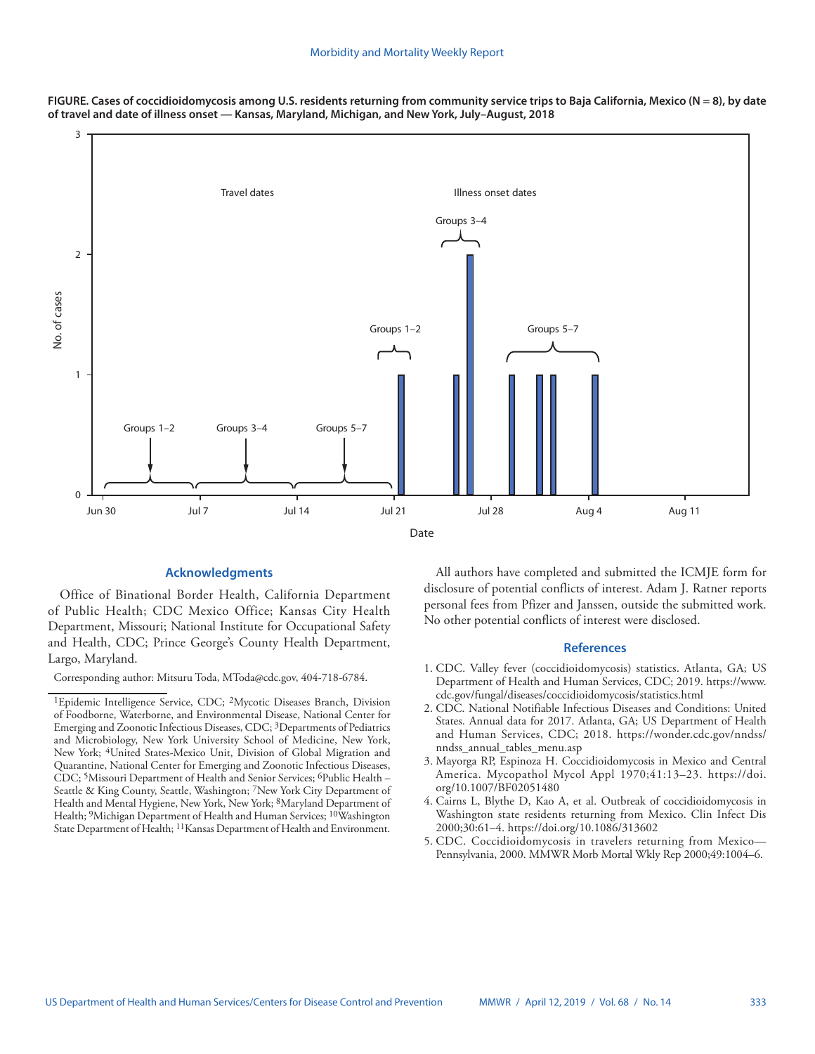**FIGURE. Cases of coccidioidomycosis among U.S. residents returning from community service trips to Baja California, Mexico (N = 8), by date of travel and date of illness onset — Kansas, Maryland, Michigan, and New York, July–August, 2018**

No. of cases

3

2

1

0

Travel dates

Illness onset dates

Groups 1–2

Groups 3–4

Groups 5–7

Groups 1–2

Groups 3–4

Groups 5–7

Jun 30

Jul 7

Jul 14

Jul 21

Jul 28

Aug 4

Aug 11

Date

## Acknowledgments

Office of Binational Border Health, California Department of Public Health; CDC Mexico Office; Kansas City Health Department, Missouri; National Institute for Occupational Safety and Health, CDC; Prince George's County Health Department, Largo, Maryland.

Corresponding author: Mitsuru Toda, MToda@cdc.gov, 404-718-6784.

---

[1]Epidemic Intelligence Service, CDC; [2]Mycotic Diseases Branch, Division of Foodborne, Waterborne, and Environmental Disease, National Center for Emerging and Zoonotic Infectious Diseases, CDC; [3]Departments of Pediatrics and Microbiology, New York University School of Medicine, New York, New York; [4]United States-Mexico Unit, Division of Global Migration and Quarantine, National Center for Emerging and Zoonotic Infectious Diseases, CDC; [5]Missouri Department of Health and Senior Services; [6]Public Health – Seattle & King County, Seattle, Washington; [7]New York City Department of Health and Mental Hygiene, New York, New York; [8]Maryland Department of Health; [9]Michigan Department of Health and Human Services; [10]Washington State Department of Health; [11]Kansas Department of Health and Environment.

All authors have completed and submitted the ICMJE form for disclosure of potential conflicts of interest. Adam J. Ratner reports personal fees from Pfizer and Janssen, outside the submitted work. No other potential conflicts of interest were disclosed.

## References

1. CDC. Valley fever (coccidioidomycosis) statistics. Atlanta, GA; US Department of Health and Human Services, CDC; 2019. https://www.cdc.gov/fungal/diseases/coccidioidomycosis/statistics.html
2. CDC. National Notifiable Infectious Diseases and Conditions: United States. Annual data for 2017. Atlanta, GA; US Department of Health and Human Services, CDC; 2018. https://wonder.cdc.gov/nndss/nndss_annual_tables_menu.asp
3. Mayorga RP, Espinoza H. Coccidioidomycosis in Mexico and Central America. Mycopathol Mycol Appl 1970;41:13–23. https://doi.org/10.1007/BF02051480
4. Cairns L, Blythe D, Kao A, et al. Outbreak of coccidioidomycosis in Washington state residents returning from Mexico. Clin Infect Dis 2000;30:61–4. https://doi.org/10.1086/313602
5. CDC. Coccidioidomycosis in travelers returning from Mexico—Pennsylvania, 2000. MMWR Morb Mortal Wkly Rep 2000;49:1004–6.